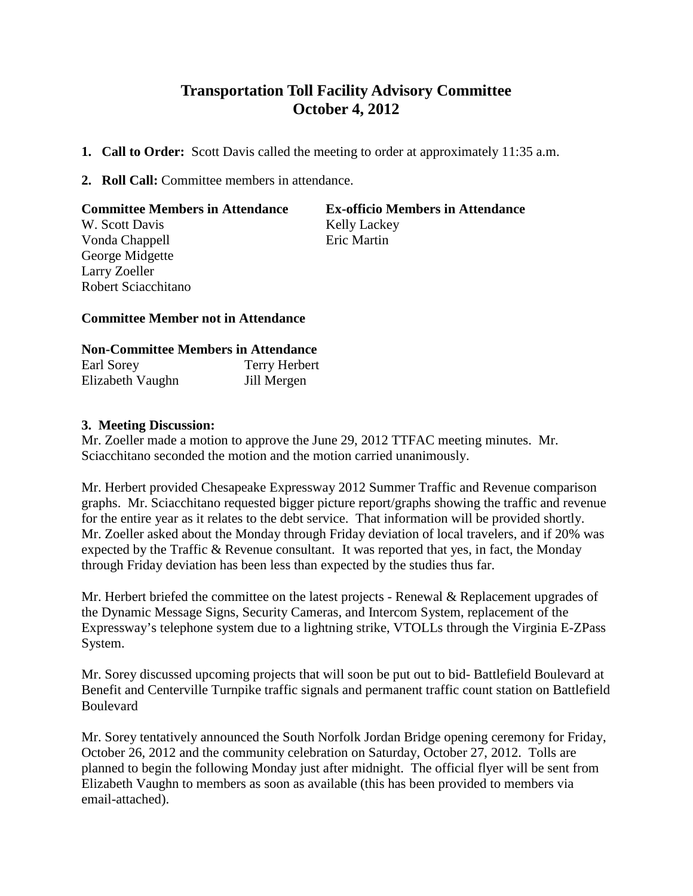# Transportation Toll Facility Advisory Committee
# October 4, 2012

1. **Call to Order:** Scott Davis called the meeting to order at approximately 11:35 a.m.

2. **Roll Call:** Committee members in attendance.

| Committee Members in Attendance | Ex-officio Members in Attendance |
|---|---|
| W. Scott Davis | Kelly Lackey |
| Vonda Chappell | Eric Martin |
| George Midgette | |
| Larry Zoeller | |
| Robert Sciacchitano | |

**Committee Member not in Attendance**

**Non-Committee Members in Attendance**

| | |
|---|---|
| Earl Sorey | Terry Herbert |
| Elizabeth Vaughn | Jill Mergen |

**3. Meeting Discussion:**

Mr. Zoeller made a motion to approve the June 29, 2012 TTFAC meeting minutes. Mr. Sciacchitano seconded the motion and the motion carried unanimously.

Mr. Herbert provided Chesapeake Expressway 2012 Summer Traffic and Revenue comparison graphs. Mr. Sciacchitano requested bigger picture report/graphs showing the traffic and revenue for the entire year as it relates to the debt service. That information will be provided shortly. Mr. Zoeller asked about the Monday through Friday deviation of local travelers, and if 20% was expected by the Traffic & Revenue consultant. It was reported that yes, in fact, the Monday through Friday deviation has been less than expected by the studies thus far.

Mr. Herbert briefed the committee on the latest projects - Renewal & Replacement upgrades of the Dynamic Message Signs, Security Cameras, and Intercom System, replacement of the Expressway's telephone system due to a lightning strike, VTOLLs through the Virginia E-ZPass System.

Mr. Sorey discussed upcoming projects that will soon be put out to bid- Battlefield Boulevard at Benefit and Centerville Turnpike traffic signals and permanent traffic count station on Battlefield Boulevard

Mr. Sorey tentatively announced the South Norfolk Jordan Bridge opening ceremony for Friday, October 26, 2012 and the community celebration on Saturday, October 27, 2012. Tolls are planned to begin the following Monday just after midnight. The official flyer will be sent from Elizabeth Vaughn to members as soon as available (this has been provided to members via email-attached).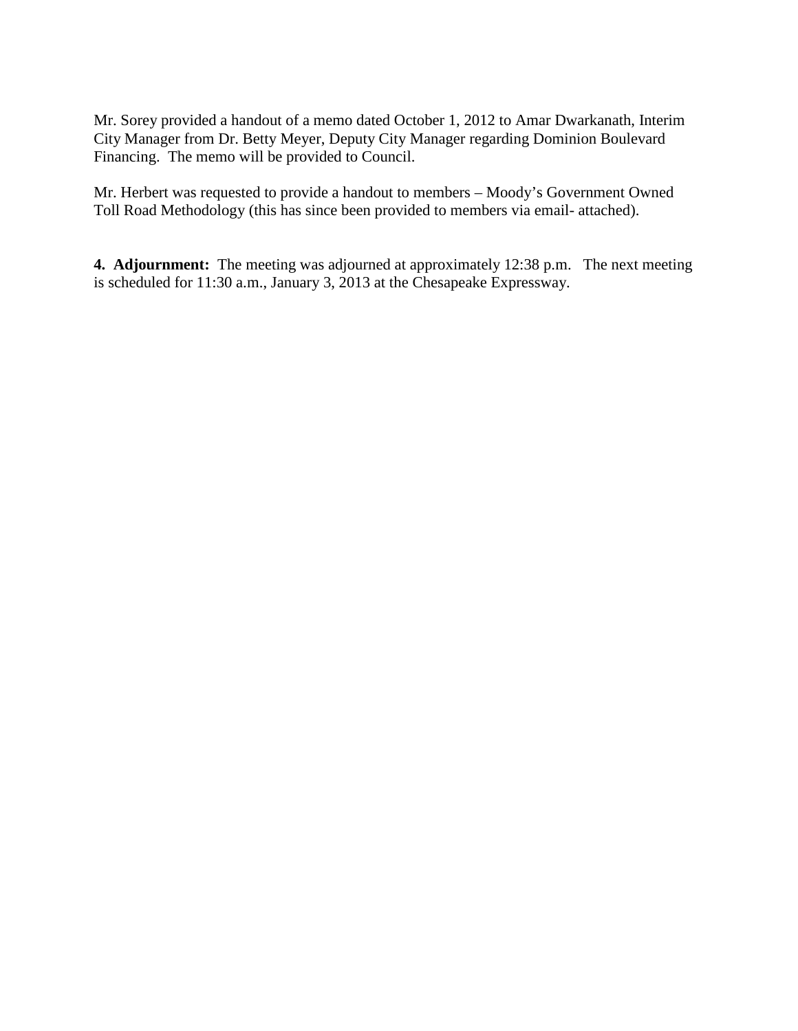Mr. Sorey provided a handout of a memo dated October 1, 2012 to Amar Dwarkanath, Interim City Manager from Dr. Betty Meyer, Deputy City Manager regarding Dominion Boulevard Financing. The memo will be provided to Council.

Mr. Herbert was requested to provide a handout to members – Moody's Government Owned Toll Road Methodology (this has since been provided to members via email- attached).

**4. Adjournment:** The meeting was adjourned at approximately 12:38 p.m. The next meeting is scheduled for 11:30 a.m., January 3, 2013 at the Chesapeake Expressway.